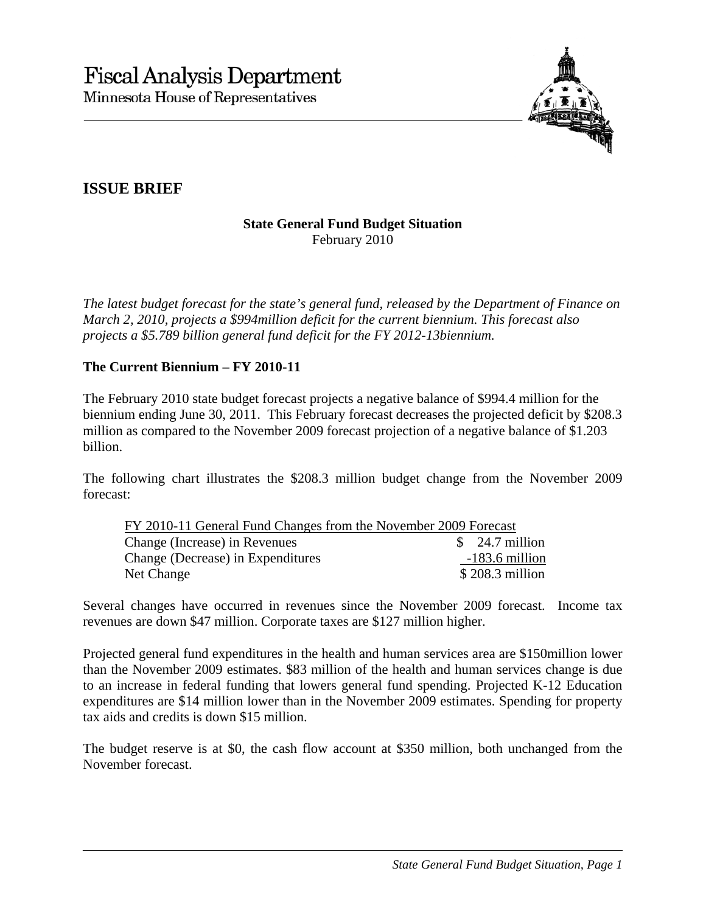# Fiscal Analysis Department

Minnesota House of Representatives

## ISSUE BRIEF

**State General Fund Budget Situation**
February 2010

*The latest budget forecast for the state's general fund, released by the Department of Finance on March 2, 2010, projects a $994million deficit for the current biennium. This forecast also projects a $5.789 billion general fund deficit for the FY 2012-13biennium.*

### The Current Biennium – FY 2010-11

The February 2010 state budget forecast projects a negative balance of $994.4 million for the biennium ending June 30, 2011. This February forecast decreases the projected deficit by $208.3 million as compared to the November 2009 forecast projection of a negative balance of $1.203 billion.

The following chart illustrates the $208.3 million budget change from the November 2009 forecast:

| FY 2010-11 General Fund Changes from the November 2009 Forecast | |
|---|---|
| Change (Increase) in Revenues | $ 24.7 million |
| Change (Decrease) in Expenditures | -183.6 million |
| Net Change | $ 208.3 million |

Several changes have occurred in revenues since the November 2009 forecast. Income tax revenues are down $47 million. Corporate taxes are $127 million higher.

Projected general fund expenditures in the health and human services area are $150million lower than the November 2009 estimates. $83 million of the health and human services change is due to an increase in federal funding that lowers general fund spending. Projected K-12 Education expenditures are $14 million lower than in the November 2009 estimates. Spending for property tax aids and credits is down $15 million.

The budget reserve is at $0, the cash flow account at $350 million, both unchanged from the November forecast.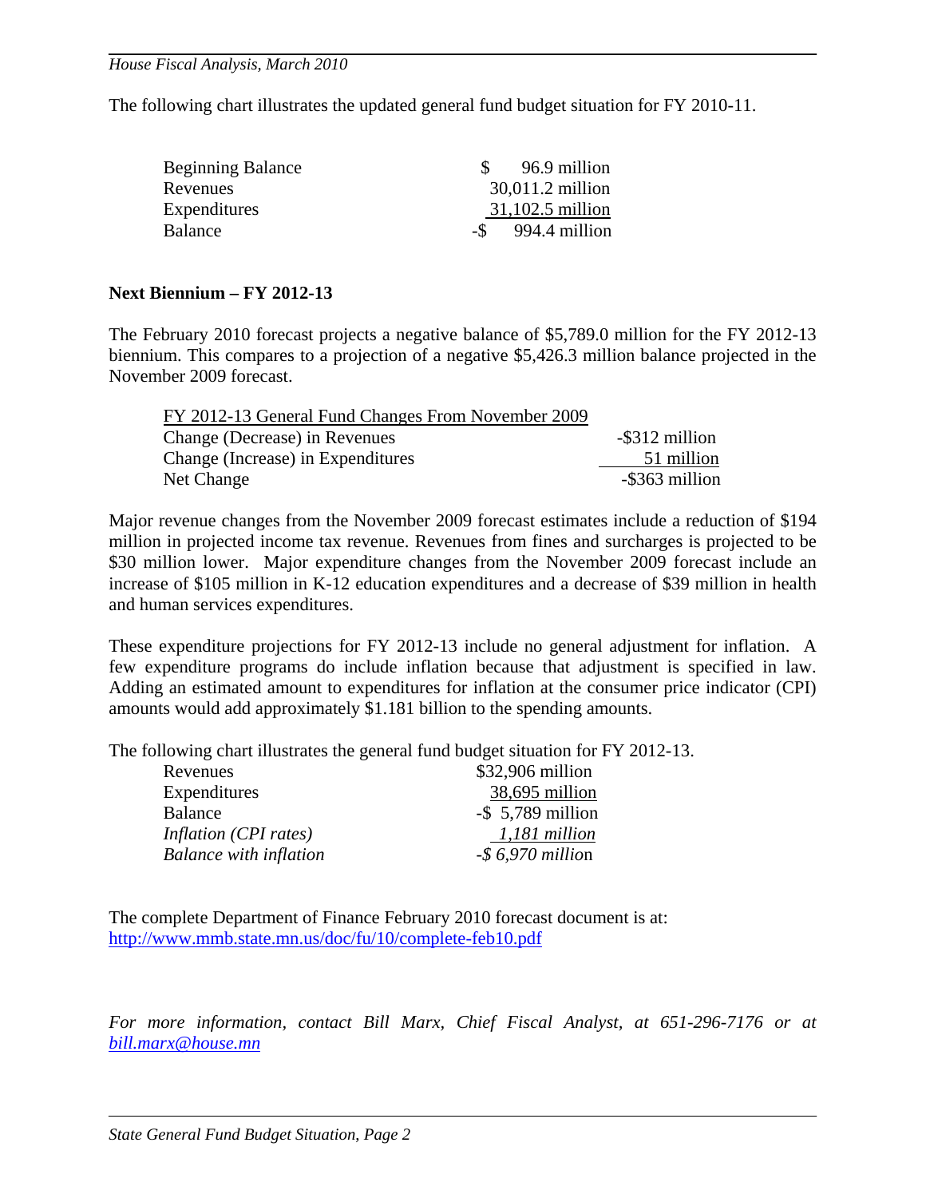The following chart illustrates the updated general fund budget situation for FY 2010-11.

| | |
|---|---|
| Beginning Balance | $ 96.9 million |
| Revenues | 30,011.2 million |
| Expenditures | 31,102.5 million |
| Balance | -$ 994.4 million |

## Next Biennium – FY 2012-13

The February 2010 forecast projects a negative balance of $5,789.0 million for the FY 2012-13 biennium. This compares to a projection of a negative $5,426.3 million balance projected in the November 2009 forecast.

| FY 2012-13 General Fund Changes From November 2009 | |
|---|---|
| Change (Decrease) in Revenues | -$312 million |
| Change (Increase) in Expenditures | 51 million |
| Net Change | -$363 million |

Major revenue changes from the November 2009 forecast estimates include a reduction of $194 million in projected income tax revenue. Revenues from fines and surcharges is projected to be $30 million lower. Major expenditure changes from the November 2009 forecast include an increase of $105 million in K-12 education expenditures and a decrease of $39 million in health and human services expenditures.

These expenditure projections for FY 2012-13 include no general adjustment for inflation. A few expenditure programs do include inflation because that adjustment is specified in law. Adding an estimated amount to expenditures for inflation at the consumer price indicator (CPI) amounts would add approximately $1.181 billion to the spending amounts.

The following chart illustrates the general fund budget situation for FY 2012-13.

| | |
|---|---|
| Revenues | $32,906 million |
| Expenditures | 38,695 million |
| Balance | -$ 5,789 million |
| *Inflation (CPI rates)* | *1,181 million* |
| *Balance with inflation* | *-$ 6,970 million* |

The complete Department of Finance February 2010 forecast document is at: [http://www.mmb.state.mn.us/doc/fu/10/complete-feb10.pdf](http://www.mmb.state.mn.us/doc/fu/10/complete-feb10.pdf)

*For more information, contact Bill Marx, Chief Fiscal Analyst, at 651-296-7176 or at [bill.marx@house.mn](mailto:bill.marx@house.mn)*